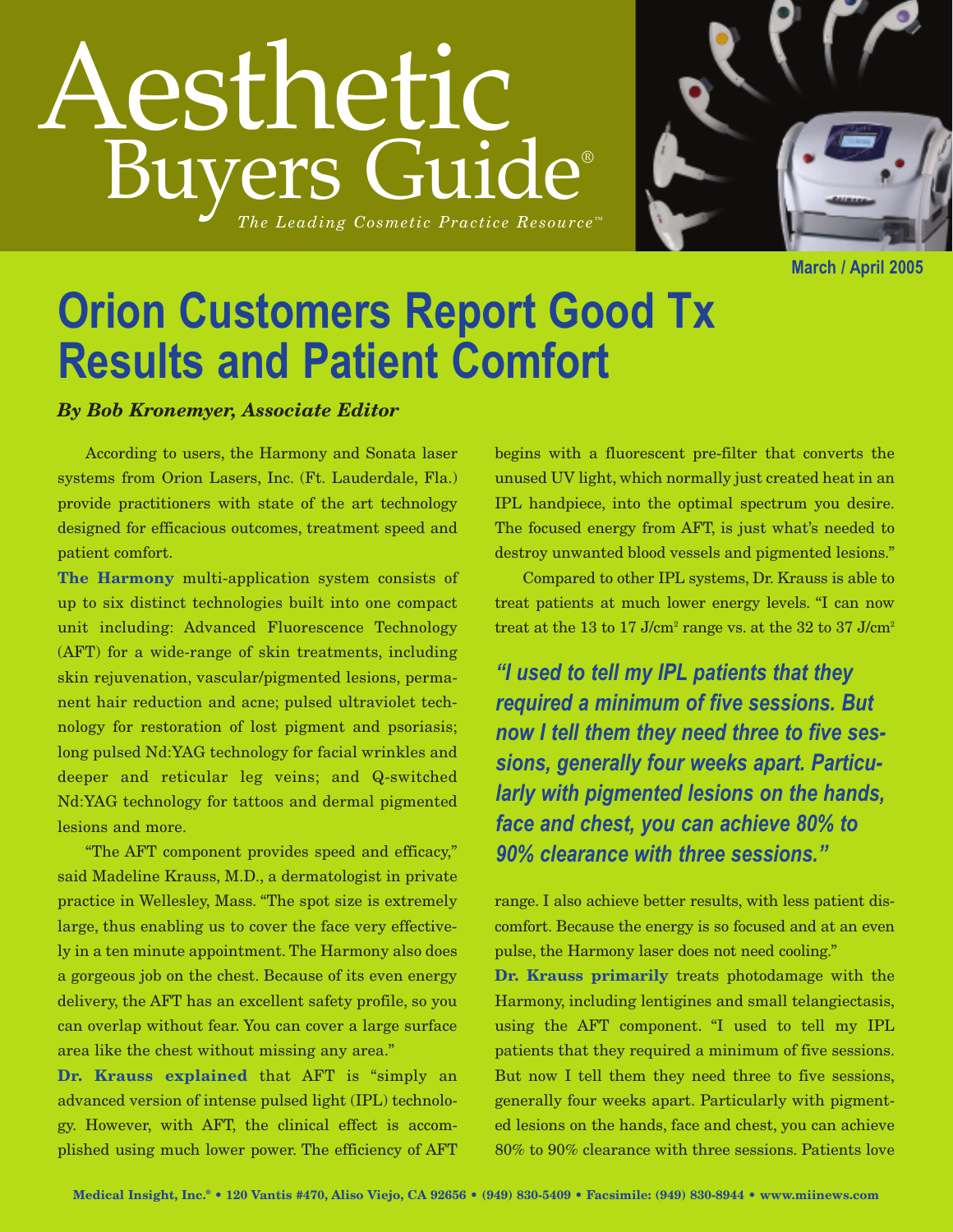# Aesthetic Buyers Guide®

*The Leading Cosmetic Practice Resource™*

March / April 2005

# Orion Customers Report Good Tx Results and Patient Comfort

***By Bob Kronemyer, Associate Editor***

According to users, the Harmony and Sonata laser systems from Orion Lasers, Inc. (Ft. Lauderdale, Fla.) provide practitioners with state of the art technology designed for efficacious outcomes, treatment speed and patient comfort.

**The Harmony** multi-application system consists of up to six distinct technologies built into one compact unit including: Advanced Fluorescence Technology (AFT) for a wide-range of skin treatments, including skin rejuvenation, vascular/pigmented lesions, permanent hair reduction and acne; pulsed ultraviolet technology for restoration of lost pigment and psoriasis; long pulsed Nd:YAG technology for facial wrinkles and deeper and reticular leg veins; and Q-switched Nd:YAG technology for tattoos and dermal pigmented lesions and more.

"The AFT component provides speed and efficacy," said Madeline Krauss, M.D., a dermatologist in private practice in Wellesley, Mass. "The spot size is extremely large, thus enabling us to cover the face very effectively in a ten minute appointment. The Harmony also does a gorgeous job on the chest. Because of its even energy delivery, the AFT has an excellent safety profile, so you can overlap without fear. You can cover a large surface area like the chest without missing any area."

**Dr. Krauss explained** that AFT is "simply an advanced version of intense pulsed light (IPL) technology. However, with AFT, the clinical effect is accomplished using much lower power. The efficiency of AFT begins with a fluorescent pre-filter that converts the unused UV light, which normally just created heat in an IPL handpiece, into the optimal spectrum you desire. The focused energy from AFT, is just what's needed to destroy unwanted blood vessels and pigmented lesions."

Compared to other IPL systems, Dr. Krauss is able to treat patients at much lower energy levels. "I can now treat at the 13 to 17 J/cm$^2$ range vs. at the 32 to 37 J/cm$^2$ range. I also achieve better results, with less patient discomfort. Because the energy is so focused and at an even pulse, the Harmony laser does not need cooling."

> ***"I used to tell my IPL patients that they required a minimum of five sessions. But now I tell them they need three to five sessions, generally four weeks apart. Particularly with pigmented lesions on the hands, face and chest, you can achieve 80% to 90% clearance with three sessions."***

**Dr. Krauss primarily** treats photodamage with the Harmony, including lentigines and small telangiectasis, using the AFT component. "I used to tell my IPL patients that they required a minimum of five sessions. But now I tell them they need three to five sessions, generally four weeks apart. Particularly with pigmented lesions on the hands, face and chest, you can achieve 80% to 90% clearance with three sessions. Patients love

Medical Insight, Inc.® • 120 Vantis #470, Aliso Viejo, CA 92656 • (949) 830-5409 • Facsimile: (949) 830-8944 • www.miinews.com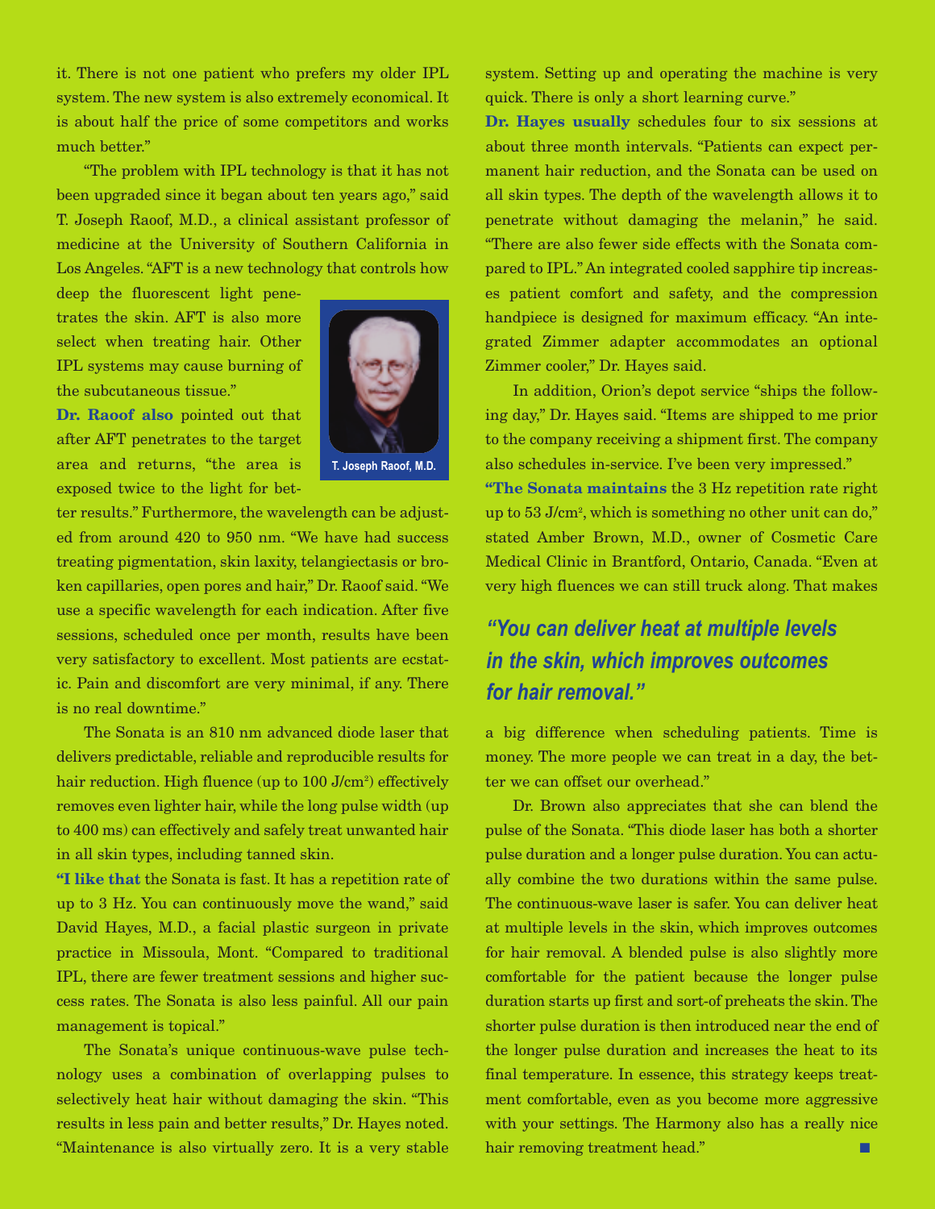it. There is not one patient who prefers my older IPL system. The new system is also extremely economical. It is about half the price of some competitors and works much better."

"The problem with IPL technology is that it has not been upgraded since it began about ten years ago," said T. Joseph Raoof, M.D., a clinical assistant professor of medicine at the University of Southern California in Los Angeles. "AFT is a new technology that controls how deep the fluorescent light penetrates the skin. AFT is also more select when treating hair. Other IPL systems may cause burning of the subcutaneous tissue."

T. Joseph Raoof, M.D.

**Dr. Raoof also** pointed out that after AFT penetrates to the target area and returns, "the area is exposed twice to the light for better results." Furthermore, the wavelength can be adjusted from around 420 to 950 nm. "We have had success treating pigmentation, skin laxity, telangiectasis or broken capillaries, open pores and hair," Dr. Raoof said. "We use a specific wavelength for each indication. After five sessions, scheduled once per month, results have been very satisfactory to excellent. Most patients are ecstatic. Pain and discomfort are very minimal, if any. There is no real downtime."

The Sonata is an 810 nm advanced diode laser that delivers predictable, reliable and reproducible results for hair reduction. High fluence (up to 100 J/cm$^2$) effectively removes even lighter hair, while the long pulse width (up to 400 ms) can effectively and safely treat unwanted hair in all skin types, including tanned skin.

**"I like that** the Sonata is fast. It has a repetition rate of up to 3 Hz. You can continuously move the wand," said David Hayes, M.D., a facial plastic surgeon in private practice in Missoula, Mont. "Compared to traditional IPL, there are fewer treatment sessions and higher success rates. The Sonata is also less painful. All our pain management is topical."

The Sonata's unique continuous-wave pulse technology uses a combination of overlapping pulses to selectively heat hair without damaging the skin. "This results in less pain and better results," Dr. Hayes noted. "Maintenance is also virtually zero. It is a very stable system. Setting up and operating the machine is very quick. There is only a short learning curve."

**Dr. Hayes usually** schedules four to six sessions at about three month intervals. "Patients can expect permanent hair reduction, and the Sonata can be used on all skin types. The depth of the wavelength allows it to penetrate without damaging the melanin," he said. "There are also fewer side effects with the Sonata compared to IPL." An integrated cooled sapphire tip increases patient comfort and safety, and the compression handpiece is designed for maximum efficacy. "An integrated Zimmer adapter accommodates an optional Zimmer cooler," Dr. Hayes said.

In addition, Orion's depot service "ships the following day," Dr. Hayes said. "Items are shipped to me prior to the company receiving a shipment first. The company also schedules in-service. I've been very impressed."

**"The Sonata maintains** the 3 Hz repetition rate right up to 53 J/cm$^2$, which is something no other unit can do," stated Amber Brown, M.D., owner of Cosmetic Care Medical Clinic in Brantford, Ontario, Canada. "Even at very high fluences we can still truck along. That makes a big difference when scheduling patients. Time is money. The more people we can treat in a day, the better we can offset our overhead."

***"You can deliver heat at multiple levels in the skin, which improves outcomes for hair removal."***

Dr. Brown also appreciates that she can blend the pulse of the Sonata. "This diode laser has both a shorter pulse duration and a longer pulse duration. You can actually combine the two durations within the same pulse. The continuous-wave laser is safer. You can deliver heat at multiple levels in the skin, which improves outcomes for hair removal. A blended pulse is also slightly more comfortable for the patient because the longer pulse duration starts up first and sort-of preheats the skin. The shorter pulse duration is then introduced near the end of the longer pulse duration and increases the heat to its final temperature. In essence, this strategy keeps treatment comfortable, even as you become more aggressive with your settings. The Harmony also has a really nice hair removing treatment head." ■